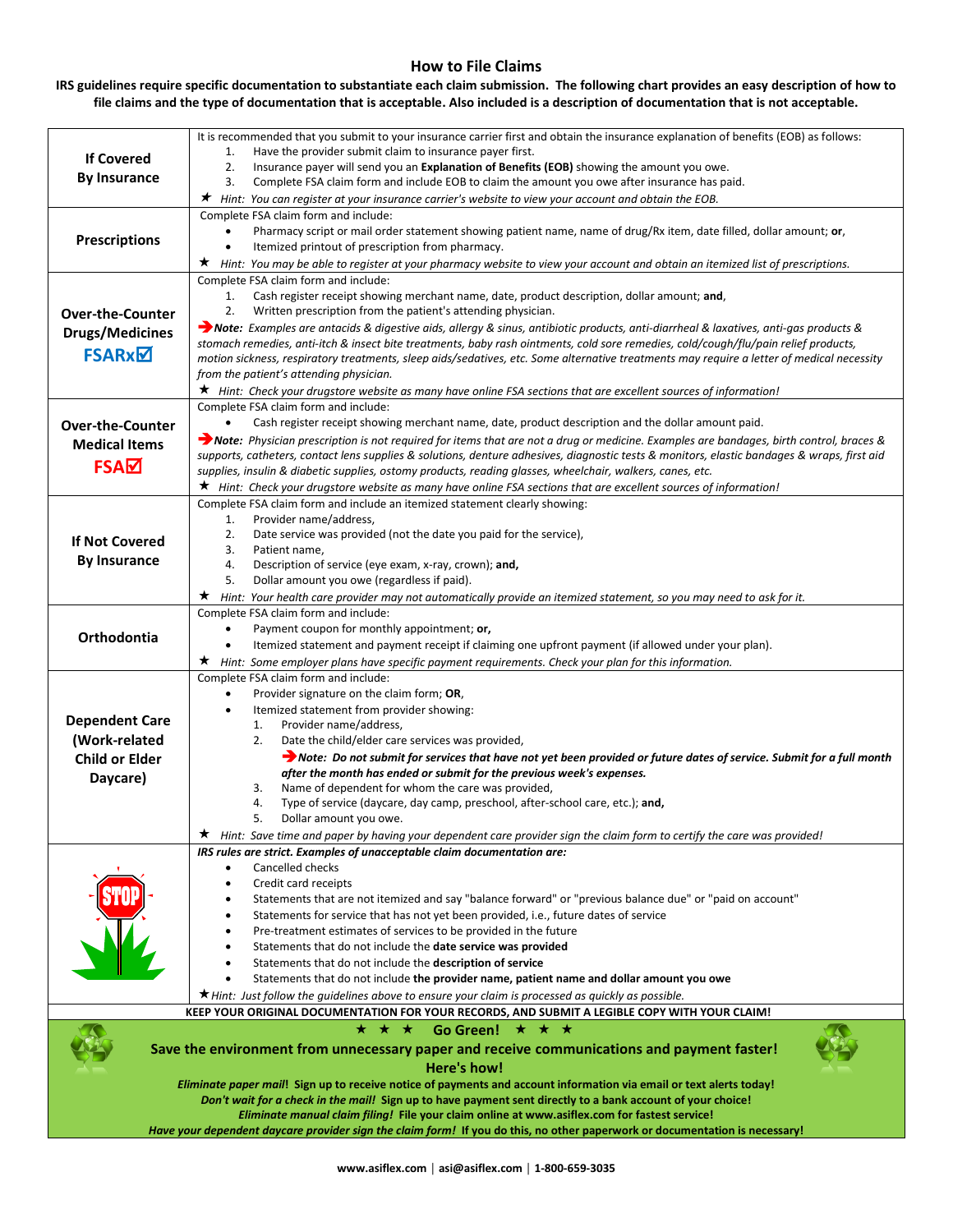# How to File Claims

**IRS guidelines require specific documentation to substantiate each claim submission. The following chart provides an easy description of how to file claims and the type of documentation that is acceptable. Also included is a description of documentation that is not acceptable.**

| | |
|---|---|
| **If Covered By Insurance** | It is recommended that you submit to your insurance carrier first and obtain the insurance explanation of benefits (EOB) as follows:<br>1. Have the provider submit claim to insurance payer first.<br>2. Insurance payer will send you an **Explanation of Benefits (EOB)** showing the amount you owe.<br>3. Complete FSA claim form and include EOB to claim the amount you owe after insurance has paid.<br>★ *Hint: You can register at your insurance carrier's website to view your account and obtain the EOB.* |
| **Prescriptions** | Complete FSA claim form and include:<br>• Pharmacy script or mail order statement showing patient name, name of drug/Rx item, date filled, dollar amount; **or**,<br>• Itemized printout of prescription from pharmacy.<br>★ *Hint: You may be able to register at your pharmacy website to view your account and obtain an itemized list of prescriptions.* |
| **Over-the-Counter Drugs/Medicines FSARx☑** | Complete FSA claim form and include:<br>1. Cash register receipt showing merchant name, date, product description, dollar amount; **and**,<br>2. Written prescription from the patient's attending physician.<br>➔***Note:*** *Examples are antacids & digestive aids, allergy & sinus, antibiotic products, anti-diarrheal & laxatives, anti-gas products & stomach remedies, anti-itch & insect bite treatments, baby rash ointments, cold sore remedies, cold/cough/flu/pain relief products, motion sickness, respiratory treatments, sleep aids/sedatives, etc. Some alternative treatments may require a letter of medical necessity from the patient's attending physician.*<br>★ *Hint: Check your drugstore website as many have online FSA sections that are excellent sources of information!* |
| **Over-the-Counter Medical Items FSA☑** | Complete FSA claim form and include:<br>• Cash register receipt showing merchant name, date, product description and the dollar amount paid.<br>➔***Note:*** *Physician prescription is not required for items that are not a drug or medicine. Examples are bandages, birth control, braces & supports, catheters, contact lens supplies & solutions, denture adhesives, diagnostic tests & monitors, elastic bandages & wraps, first aid supplies, insulin & diabetic supplies, ostomy products, reading glasses, wheelchair, walkers, canes, etc.*<br>★ *Hint: Check your drugstore website as many have online FSA sections that are excellent sources of information!* |
| **If Not Covered By Insurance** | Complete FSA claim form and include an itemized statement clearly showing:<br>1. Provider name/address,<br>2. Date service was provided (not the date you paid for the service),<br>3. Patient name,<br>4. Description of service (eye exam, x-ray, crown); **and,**<br>5. Dollar amount you owe (regardless if paid).<br>★ *Hint: Your health care provider may not automatically provide an itemized statement, so you may need to ask for it.* |
| **Orthodontia** | Complete FSA claim form and include:<br>• Payment coupon for monthly appointment; **or,**<br>• Itemized statement and payment receipt if claiming one upfront payment (if allowed under your plan).<br>★ *Hint: Some employer plans have specific payment requirements. Check your plan for this information.* |
| **Dependent Care (Work-related Child or Elder Daycare)** | Complete FSA claim form and include:<br>• Provider signature on the claim form; **OR**,<br>• Itemized statement from provider showing:<br>1. Provider name/address,<br>2. Date the child/elder care services was provided,<br>➔***Note: Do not submit for services that have not yet been provided or future dates of service. Submit for a full month after the month has ended or submit for the previous week's expenses.***<br>3. Name of dependent for whom the care was provided,<br>4. Type of service (daycare, day camp, preschool, after-school care, etc.); **and,**<br>5. Dollar amount you owe.<br>★ *Hint: Save time and paper by having your dependent care provider sign the claim form to certify the care was provided!* |
| STOP | ***IRS rules are strict. Examples of unacceptable claim documentation are:***<br>• Cancelled checks<br>• Credit card receipts<br>• Statements that are not itemized and say "balance forward" or "previous balance due" or "paid on account"<br>• Statements for service that has not yet been provided, i.e., future dates of service<br>• Pre-treatment estimates of services to be provided in the future<br>• Statements that do not include the **date service was provided**<br>• Statements that do not include the **description of service**<br>• Statements that do not include **the provider name, patient name and dollar amount you owe**<br>★ *Hint: Just follow the guidelines above to ensure your claim is processed as quickly as possible.* |

**KEEP YOUR ORIGINAL DOCUMENTATION FOR YOUR RECORDS, AND SUBMIT A LEGIBLE COPY WITH YOUR CLAIM!**

**★ ★ ★ Go Green! ★ ★ ★**

**Save the environment from unnecessary paper and receive communications and payment faster!**

**Here's how!**

***Eliminate paper mail*! Sign up to receive notice of payments and account information via email or text alerts today!**

***Don't wait for a check in the mail!* Sign up to have payment sent directly to a bank account of your choice!**

***Eliminate manual claim filing!* File your claim online at www.asiflex.com for fastest service!**

***Have your dependent daycare provider sign the claim form!* If you do this, no other paperwork or documentation is necessary!**

**www.asiflex.com | asi@asiflex.com | 1-800-659-3035**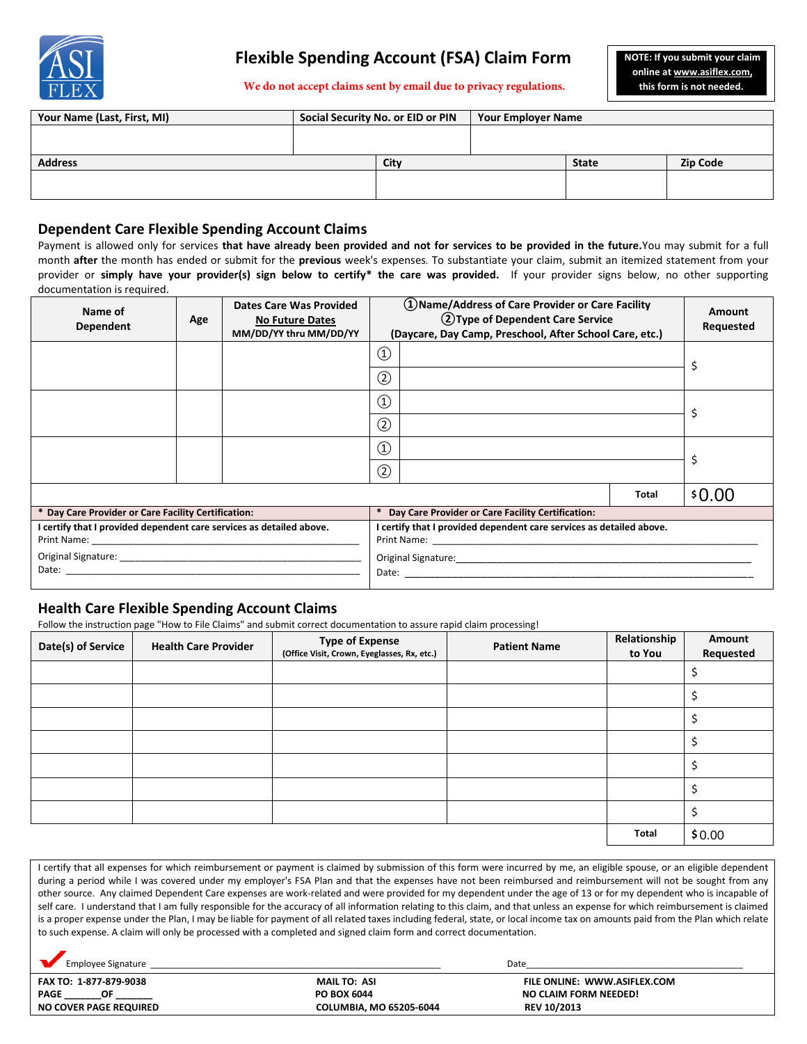# Flexible Spending Account (FSA) Claim Form

We do not accept claims sent by email due to privacy regulations.

**NOTE: If you submit your claim online at www.asiflex.com, this form is not needed.**

| Your Name (Last, First, MI) | Social Security No. or EID or PIN | Your Employer Name |
|---|---|---|
| | | |

| Address | City | State | Zip Code |
|---|---|---|---|
| | | | |

## Dependent Care Flexible Spending Account Claims

Payment is allowed only for services **that have already been provided and not for services to be provided in the future.** You may submit for a full month **after** the month has ended or submit for the **previous** week's expenses. To substantiate your claim, submit an itemized statement from your provider or **simply have your provider(s) sign below to certify* the care was provided.** If your provider signs below, no other supporting documentation is required.

| Name of Dependent | Age | Dates Care Was Provided <u>No Future Dates</u> MM/DD/YY thru MM/DD/YY | ① Name/Address of Care Provider or Care Facility ② Type of Dependent Care Service (Daycare, Day Camp, Preschool, After School Care, etc.) | Amount Requested |
|---|---|---|---|---|
| | | | ① <br> ② | $ |
| | | | ① <br> ② | $ |
| | | | ① <br> ② | $ |
| | | | Total | $0.00 |

**\* Day Care Provider or Care Facility Certification:**

**I certify that I provided dependent care services as detailed above.**

Print Name: ______________________________

Original Signature: ______________________________

Date: ______________________________

**\* Day Care Provider or Care Facility Certification:**

**I certify that I provided dependent care services as detailed above.**

Print Name: ______________________________

Original Signature: ______________________________

Date: ______________________________

## Health Care Flexible Spending Account Claims

Follow the instruction page "How to File Claims" and submit correct documentation to assure rapid claim processing!

| Date(s) of Service | Health Care Provider | Type of Expense (Office Visit, Crown, Eyeglasses, Rx, etc.) | Patient Name | Relationship to You | Amount Requested |
|---|---|---|---|---|---|
| | | | | | $ |
| | | | | | $ |
| | | | | | $ |
| | | | | | $ |
| | | | | | $ |
| | | | | | $ |
| | | | | | $ |
| | | | | Total | $0.00 |

I certify that all expenses for which reimbursement or payment is claimed by submission of this form were incurred by me, an eligible spouse, or an eligible dependent during a period while I was covered under my employer's FSA Plan and that the expenses have not been reimbursed and reimbursement will not be sought from any other source. Any claimed Dependent Care expenses are work-related and were provided for my dependent under the age of 13 or for my dependent who is incapable of self care. I understand that I am fully responsible for the accuracy of all information relating to this claim, and that unless an expense for which reimbursement is claimed is a proper expense under the Plan, I may be liable for payment of all related taxes including federal, state, or local income tax on amounts paid from the Plan which relate to such expense. A claim will only be processed with a completed and signed claim form and correct documentation.

Employee Signature ______________________________ Date ______________________________

**FAX TO: 1-877-879-9038**
**PAGE _______OF _______**
**NO COVER PAGE REQUIRED**

**MAIL TO: ASI**
**PO BOX 6044**
**COLUMBIA, MO 65205-6044**

**FILE ONLINE: WWW.ASIFLEX.COM**
**NO CLAIM FORM NEEDED!**
**REV 10/2013**